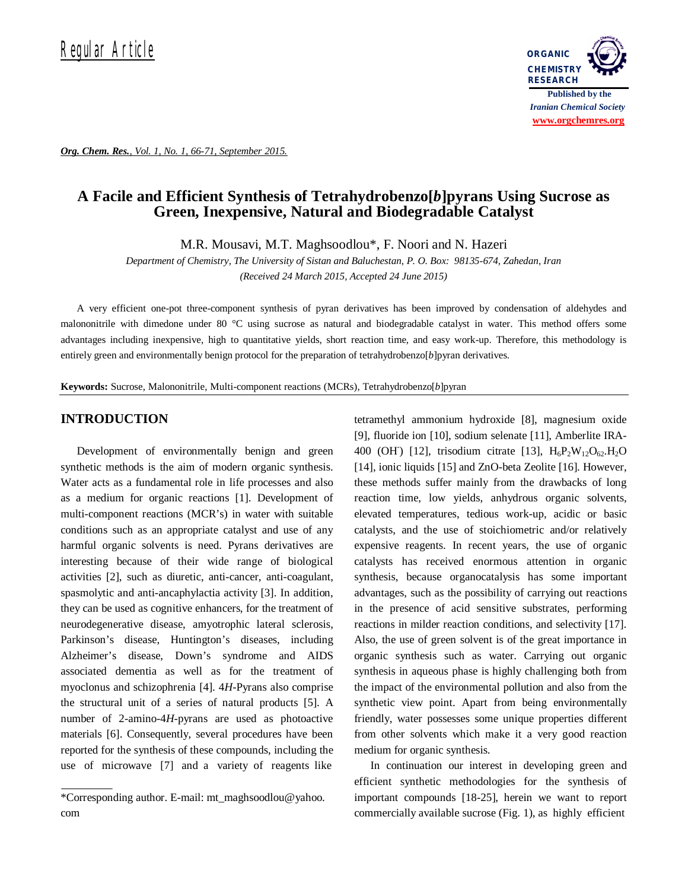Regular Article

# A Facile and Efficient Synthesis of Tetrahydrobenzo[*b*]pyrans Using Sucrose as Green, Inexpensive, Natural and Biodegradable Catalyst

M.R. Mousavi, M.T. Maghsoodlou*, F. Noori and N. Hazeri

*Department of Chemistry, The University of Sistan and Baluchestan, P. O. Box: 98135-674, Zahedan, Iran*

*(Received 24 March 2015, Accepted 24 June 2015)*

A very efficient one-pot three-component synthesis of pyran derivatives has been improved by condensation of aldehydes and malononitrile with dimedone under 80 °C using sucrose as natural and biodegradable catalyst in water. This method offers some advantages including inexpensive, high to quantitative yields, short reaction time, and easy work-up. Therefore, this methodology is entirely green and environmentally benign protocol for the preparation of tetrahydrobenzo[*b*]pyran derivatives.

**Keywords:** Sucrose, Malononitrile, Multi-component reactions (MCRs), Tetrahydrobenzo[*b*]pyran

## INTRODUCTION

Development of environmentally benign and green synthetic methods is the aim of modern organic synthesis. Water acts as a fundamental role in life processes and also as a medium for organic reactions [1]. Development of multi-component reactions (MCR's) in water with suitable conditions such as an appropriate catalyst and use of any harmful organic solvents is need. Pyrans derivatives are interesting because of their wide range of biological activities [2], such as diuretic, anti-cancer, anti-coagulant, spasmolytic and anti-ancaphylactia activity [3]. In addition, they can be used as cognitive enhancers, for the treatment of neurodegenerative disease, amyotrophic lateral sclerosis, Parkinson's disease, Huntington's diseases, including Alzheimer's disease, Down's syndrome and AIDS associated dementia as well as for the treatment of myoclonus and schizophrenia [4]. 4*H*-Pyrans also comprise the structural unit of a series of natural products [5]. A number of 2-amino-4*H*-pyrans are used as photoactive materials [6]. Consequently, several procedures have been reported for the synthesis of these compounds, including the use of microwave [7] and a variety of reagents like tetramethyl ammonium hydroxide [8], magnesium oxide [9], fluoride ion [10], sodium selenate [11], Amberlite IRA-400 ($OH^-$) [12], trisodium citrate [13], $H_6P_2W_{12}O_{62}.H_2O$ [14], ionic liquids [15] and ZnO-beta Zeolite [16]. However, these methods suffer mainly from the drawbacks of long reaction time, low yields, anhydrous organic solvents, elevated temperatures, tedious work-up, acidic or basic catalysts, and the use of stoichiometric and/or relatively expensive reagents. In recent years, the use of organic catalysts has received enormous attention in organic synthesis, because organocatalysis has some important advantages, such as the possibility of carrying out reactions in the presence of acid sensitive substrates, performing reactions in milder reaction conditions, and selectivity [17]. Also, the use of green solvent is of the great importance in organic synthesis such as water. Carrying out organic synthesis in aqueous phase is highly challenging both from the impact of the environmental pollution and also from the synthetic view point. Apart from being environmentally friendly, water possesses some unique properties different from other solvents which make it a very good reaction medium for organic synthesis.

In continuation our interest in developing green and efficient synthetic methodologies for the synthesis of important compounds [18-25], herein we want to report commercially available sucrose (Fig. 1), as highly efficient

*Corresponding author. E-mail: mt_maghsoodlou@yahoo.com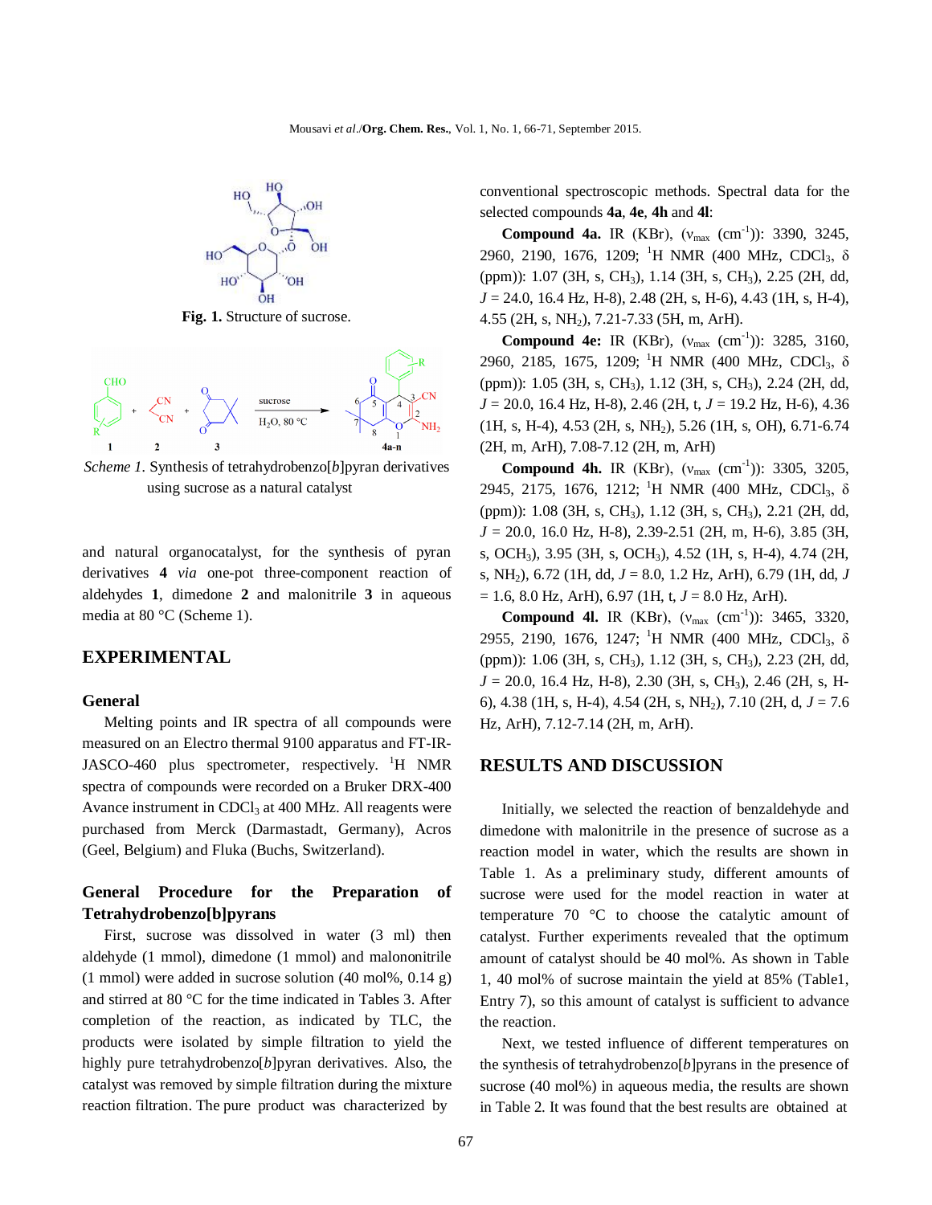Fig. 1. Structure of sucrose.

*Scheme 1*. Synthesis of tetrahydrobenzo[*b*]pyran derivatives using sucrose as a natural catalyst

and natural organocatalyst, for the synthesis of pyran derivatives **4** *via* one-pot three-component reaction of aldehydes **1**, dimedone **2** and malonitrile **3** in aqueous media at 80 °C (Scheme 1).

## EXPERIMENTAL

### General

Melting points and IR spectra of all compounds were measured on an Electro thermal 9100 apparatus and FT-IR-JASCO-460 plus spectrometer, respectively. $^1$H NMR spectra of compounds were recorded on a Bruker DRX-400 Avance instrument in $CDCl_3$ at 400 MHz. All reagents were purchased from Merck (Darmastadt, Germany), Acros (Geel, Belgium) and Fluka (Buchs, Switzerland).

### General Procedure for the Preparation of Tetrahydrobenzo[b]pyrans

First, sucrose was dissolved in water (3 ml) then aldehyde (1 mmol), dimedone (1 mmol) and malononitrile (1 mmol) were added in sucrose solution (40 mol%, 0.14 g) and stirred at 80 °C for the time indicated in Tables 3. After completion of the reaction, as indicated by TLC, the products were isolated by simple filtration to yield the highly pure tetrahydrobenzo[*b*]pyran derivatives. Also, the catalyst was removed by simple filtration during the mixture reaction filtration. The pure product was characterized by conventional spectroscopic methods. Spectral data for the selected compounds **4a**, **4e**, **4h** and **4l**:

**Compound 4a.** IR (KBr), ($\nu_{max}$ (cm$^{-1}$)): 3390, 3245, 2960, 2190, 1676, 1209; $^1$H NMR (400 MHz, $CDCl_3$, δ (ppm)): 1.07 (3H, s, $CH_3$), 1.14 (3H, s, $CH_3$), 2.25 (2H, dd, *J* = 24.0, 16.4 Hz, H-8), 2.48 (2H, s, H-6), 4.43 (1H, s, H-4), 4.55 (2H, s, $NH_2$), 7.21-7.33 (5H, m, ArH).

**Compound 4e:** IR (KBr), ($\nu_{max}$ (cm$^{-1}$)): 3285, 3160, 2960, 2185, 1675, 1209; $^1$H NMR (400 MHz, $CDCl_3$, δ (ppm)): 1.05 (3H, s, $CH_3$), 1.12 (3H, s, $CH_3$), 2.24 (2H, dd, *J* = 20.0, 16.4 Hz, H-8), 2.46 (2H, t, *J* = 19.2 Hz, H-6), 4.36 (1H, s, H-4), 4.53 (2H, s, $NH_2$), 5.26 (1H, s, OH), 6.71-6.74 (2H, m, ArH), 7.08-7.12 (2H, m, ArH)

**Compound 4h.** IR (KBr), ($\nu_{max}$ (cm$^{-1}$)): 3305, 3205, 2945, 2175, 1676, 1212; $^1$H NMR (400 MHz, $CDCl_3$, δ (ppm)): 1.08 (3H, s, $CH_3$), 1.12 (3H, s, $CH_3$), 2.21 (2H, dd, *J* = 20.0, 16.0 Hz, H-8), 2.39-2.51 (2H, m, H-6), 3.85 (3H, s, $OCH_3$), 3.95 (3H, s, $OCH_3$), 4.52 (1H, s, H-4), 4.74 (2H, s, $NH_2$), 6.72 (1H, dd, *J* = 8.0, 1.2 Hz, ArH), 6.79 (1H, dd, *J* = 1.6, 8.0 Hz, ArH), 6.97 (1H, t, *J* = 8.0 Hz, ArH).

**Compound 4l.** IR (KBr), ($\nu_{max}$ (cm$^{-1}$)): 3465, 3320, 2955, 2190, 1676, 1247; $^1$H NMR (400 MHz, $CDCl_3$, δ (ppm)): 1.06 (3H, s, $CH_3$), 1.12 (3H, s, $CH_3$), 2.23 (2H, dd, *J* = 20.0, 16.4 Hz, H-8), 2.30 (3H, s, $CH_3$), 2.46 (2H, s, H-6), 4.38 (1H, s, H-4), 4.54 (2H, s, $NH_2$), 7.10 (2H, d, *J* = 7.6 Hz, ArH), 7.12-7.14 (2H, m, ArH).

## RESULTS AND DISCUSSION

Initially, we selected the reaction of benzaldehyde and dimedone with malonitrile in the presence of sucrose as a reaction model in water, which the results are shown in Table 1. As a preliminary study, different amounts of sucrose were used for the model reaction in water at temperature 70 °C to choose the catalytic amount of catalyst. Further experiments revealed that the optimum amount of catalyst should be 40 mol%. As shown in Table 1, 40 mol% of sucrose maintain the yield at 85% (Table1, Entry 7), so this amount of catalyst is sufficient to advance the reaction.

Next, we tested influence of different temperatures on the synthesis of tetrahydrobenzo[*b*]pyrans in the presence of sucrose (40 mol%) in aqueous media, the results are shown in Table 2. It was found that the best results are obtained at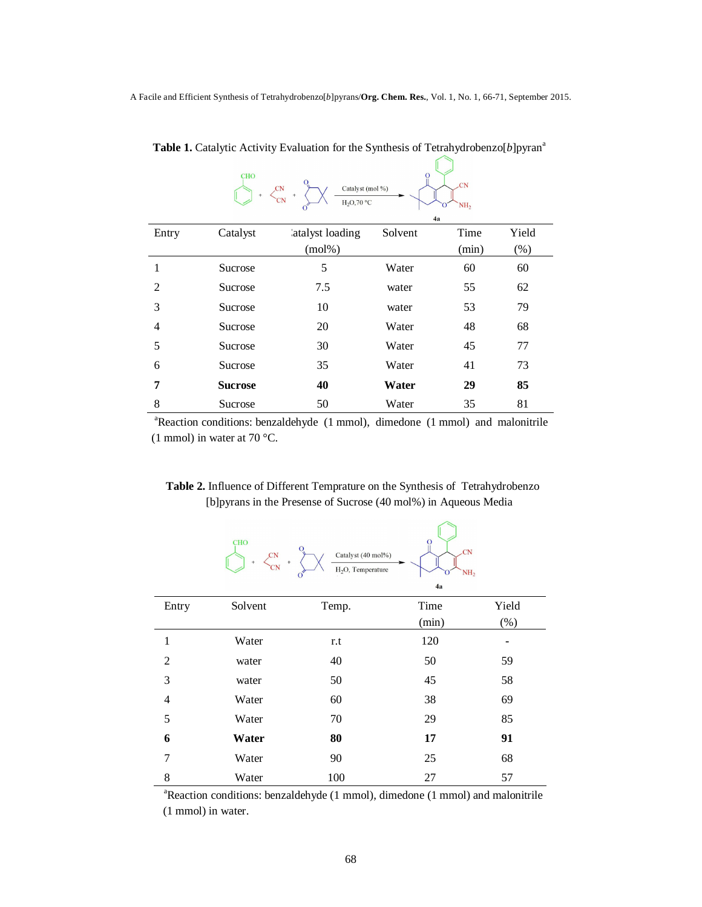**Table 1.** Catalytic Activity Evaluation for the Synthesis of Tetrahydrobenzo[*b*]pyran[a]

| Entry | Catalyst | Catalyst loading (mol%) | Solvent | Time (min) | Yield (%) |
|---|---|---|---|---|---|
| 1 | Sucrose | 5 | Water | 60 | 60 |
| 2 | Sucrose | 7.5 | water | 55 | 62 |
| 3 | Sucrose | 10 | water | 53 | 79 |
| 4 | Sucrose | 20 | Water | 48 | 68 |
| 5 | Sucrose | 30 | Water | 45 | 77 |
| 6 | Sucrose | 35 | Water | 41 | 73 |
| **7** | **Sucrose** | **40** | **Water** | **29** | **85** |
| 8 | Sucrose | 50 | Water | 35 | 81 |

[a]Reaction conditions: benzaldehyde (1 mmol), dimedone (1 mmol) and malonitrile (1 mmol) in water at 70 °C.

**Table 2.** Influence of Different Temprature on the Synthesis of Tetrahydrobenzo [b]pyrans in the Presense of Sucrose (40 mol%) in Aqueous Media

| Entry | Solvent | Temp. | Time (min) | Yield (%) |
|---|---|---|---|---|
| 1 | Water | r.t | 120 | - |
| 2 | water | 40 | 50 | 59 |
| 3 | water | 50 | 45 | 58 |
| 4 | Water | 60 | 38 | 69 |
| 5 | Water | 70 | 29 | 85 |
| **6** | **Water** | **80** | **17** | **91** |
| 7 | Water | 90 | 25 | 68 |
| 8 | Water | 100 | 27 | 57 |

[a]Reaction conditions: benzaldehyde (1 mmol), dimedone (1 mmol) and malonitrile (1 mmol) in water.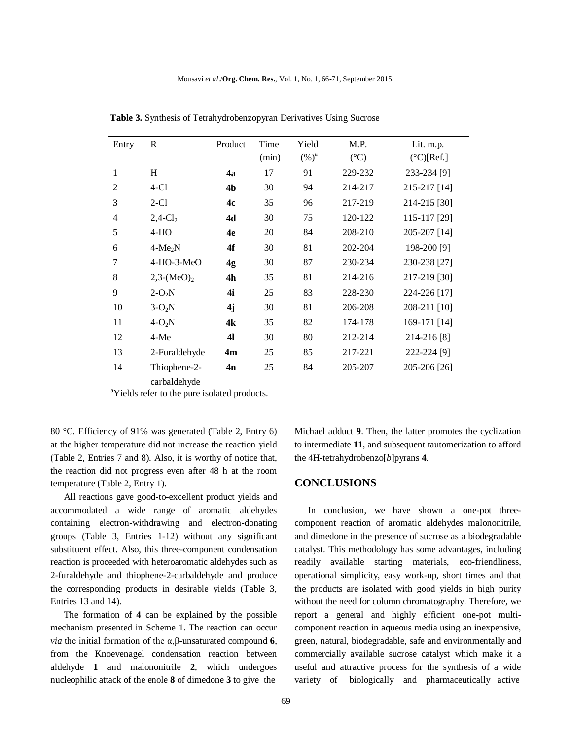**Table 3.** Synthesis of Tetrahydrobenzopyran Derivatives Using Sucrose

| Entry | R | Product | Time (min) | Yield (%)[a] | M.P. (°C) | Lit. m.p. (°C)[Ref.] |
|---|---|---|---|---|---|---|
| 1 | H | **4a** | 17 | 91 | 229-232 | 233-234 [9] |
| 2 | 4-Cl | **4b** | 30 | 94 | 214-217 | 215-217 [14] |
| 3 | 2-Cl | **4c** | 35 | 96 | 217-219 | 214-215 [30] |
| 4 | 2,4-$Cl_2$ | **4d** | 30 | 75 | 120-122 | 115-117 [29] |
| 5 | 4-HO | **4e** | 20 | 84 | 208-210 | 205-207 [14] |
| 6 | 4-$Me_2N$ | **4f** | 30 | 81 | 202-204 | 198-200 [9] |
| 7 | 4-HO-3-MeO | **4g** | 30 | 87 | 230-234 | 230-238 [27] |
| 8 | 2,3-$(MeO)_2$ | **4h** | 35 | 81 | 214-216 | 217-219 [30] |
| 9 | 2-$O_2N$ | **4i** | 25 | 83 | 228-230 | 224-226 [17] |
| 10 | 3-$O_2N$ | **4j** | 30 | 81 | 206-208 | 208-211 [10] |
| 11 | 4-$O_2N$ | **4k** | 35 | 82 | 174-178 | 169-171 [14] |
| 12 | 4-Me | **4l** | 30 | 80 | 212-214 | 214-216 [8] |
| 13 | 2-Furaldehyde | **4m** | 25 | 85 | 217-221 | 222-224 [9] |
| 14 | Thiophene-2-carbaldehyde | **4n** | 25 | 84 | 205-207 | 205-206 [26] |

[a]Yields refer to the pure isolated products.

80 °C. Efficiency of 91% was generated (Table 2, Entry 6) at the higher temperature did not increase the reaction yield (Table 2, Entries 7 and 8). Also, it is worthy of notice that, the reaction did not progress even after 48 h at the room temperature (Table 2, Entry 1).

All reactions gave good-to-excellent product yields and accommodated a wide range of aromatic aldehydes containing electron-withdrawing and electron-donating groups (Table 3, Entries 1-12) without any significant substituent effect. Also, this three-component condensation reaction is proceeded with heteroaromatic aldehydes such as 2-furaldehyde and thiophene-2-carbaldehyde and produce the corresponding products in desirable yields (Table 3, Entries 13 and 14).

The formation of **4** can be explained by the possible mechanism presented in Scheme 1. The reaction can occur *via* the initial formation of the α,β-unsaturated compound **6**, from the Knoevenagel condensation reaction between aldehyde **1** and malononitrile **2**, which undergoes nucleophilic attack of the enole **8** of dimedone **3** to give the Michael adduct **9**. Then, the latter promotes the cyclization to intermediate **11**, and subsequent tautomerization to afford the 4H-tetrahydrobenzo[*b*]pyrans **4**.

## CONCLUSIONS

In conclusion, we have shown a one-pot three-component reaction of aromatic aldehydes malononitrile, and dimedone in the presence of sucrose as a biodegradable catalyst. This methodology has some advantages, including readily available starting materials, eco-friendliness, operational simplicity, easy work-up, short times and that the products are isolated with good yields in high purity without the need for column chromatography. Therefore, we report a general and highly efficient one-pot multi-component reaction in aqueous media using an inexpensive, green, natural, biodegradable, safe and environmentally and commercially available sucrose catalyst which make it a useful and attractive process for the synthesis of a wide variety of biologically and pharmaceutically active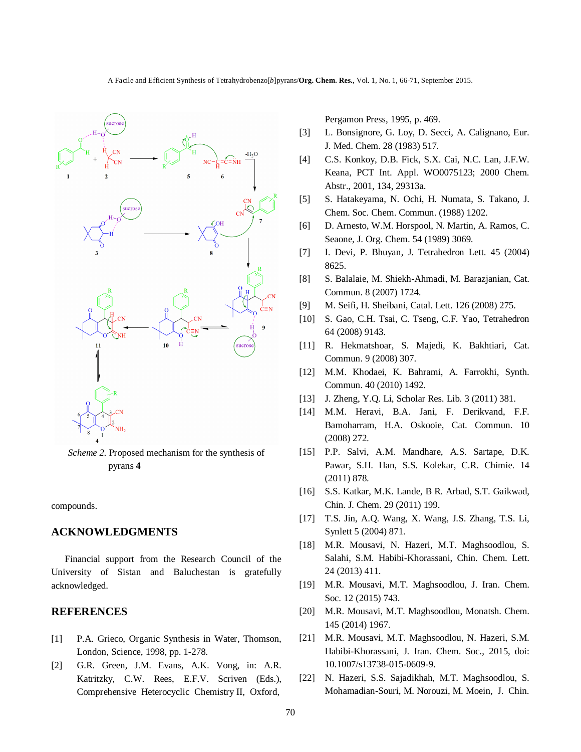*Scheme 2.* Proposed mechanism for the synthesis of pyrans **4**

compounds.

## ACKNOWLEDGMENTS

Financial support from the Research Council of the University of Sistan and Baluchestan is gratefully acknowledged.

## REFERENCES

[1] P.A. Grieco, Organic Synthesis in Water, Thomson, London, Science, 1998, pp. 1-278.

[2] G.R. Green, J.M. Evans, A.K. Vong, in: A.R. Katritzky, C.W. Rees, E.F.V. Scriven (Eds.), Comprehensive Heterocyclic Chemistry II, Oxford, Pergamon Press, 1995, p. 469.

[3] L. Bonsignore, G. Loy, D. Secci, A. Calignano, Eur. J. Med. Chem. 28 (1983) 517.

[4] C.S. Konkoy, D.B. Fick, S.X. Cai, N.C. Lan, J.F.W. Keana, PCT Int. Appl. WO0075123; 2000 Chem. Abstr., 2001, 134, 29313a.

[5] S. Hatakeyama, N. Ochi, H. Numata, S. Takano, J. Chem. Soc. Chem. Commun. (1988) 1202.

[6] D. Arnesto, W.M. Horspool, N. Martin, A. Ramos, C. Seaone, J. Org. Chem. 54 (1989) 3069.

[7] I. Devi, P. Bhuyan, J. Tetrahedron Lett. 45 (2004) 8625.

[8] S. Balalaie, M. Shiekh-Ahmadi, M. Barazjanian, Cat. Commun. 8 (2007) 1724.

[9] M. Seifi, H. Sheibani, Catal. Lett. 126 (2008) 275.

[10] S. Gao, C.H. Tsai, C. Tseng, C.F. Yao, Tetrahedron 64 (2008) 9143.

[11] R. Hekmatshoar, S. Majedi, K. Bakhtiari, Cat. Commun. 9 (2008) 307.

[12] M.M. Khodaei, K. Bahrami, A. Farrokhi, Synth. Commun. 40 (2010) 1492.

[13] J. Zheng, Y.Q. Li, Scholar Res. Lib. 3 (2011) 381.

[14] M.M. Heravi, B.A. Jani, F. Derikvand, F.F. Bamoharram, H.A. Oskooie, Cat. Commun. 10 (2008) 272.

[15] P.P. Salvi, A.M. Mandhare, A.S. Sartape, D.K. Pawar, S.H. Han, S.S. Kolekar, C.R. Chimie. 14 (2011) 878.

[16] S.S. Katkar, M.K. Lande, B R. Arbad, S.T. Gaikwad, Chin. J. Chem. 29 (2011) 199.

[17] T.S. Jin, A.Q. Wang, X. Wang, J.S. Zhang, T.S. Li, Synlett 5 (2004) 871.

[18] M.R. Mousavi, N. Hazeri, M.T. Maghsoodlou, S. Salahi, S.M. Habibi-Khorassani, Chin. Chem. Lett. 24 (2013) 411.

[19] M.R. Mousavi, M.T. Maghsoodlou, J. Iran. Chem. Soc. 12 (2015) 743.

[20] M.R. Mousavi, M.T. Maghsoodlou, Monatsh. Chem. 145 (2014) 1967.

[21] M.R. Mousavi, M.T. Maghsoodlou, N. Hazeri, S.M. Habibi-Khorassani, J. Iran. Chem. Soc., 2015, doi: 10.1007/s13738-015-0609-9.

[22] N. Hazeri, S.S. Sajadikhah, M.T. Maghsoodlou, S. Mohamadian-Souri, M. Norouzi, M. Moein, J. Chin.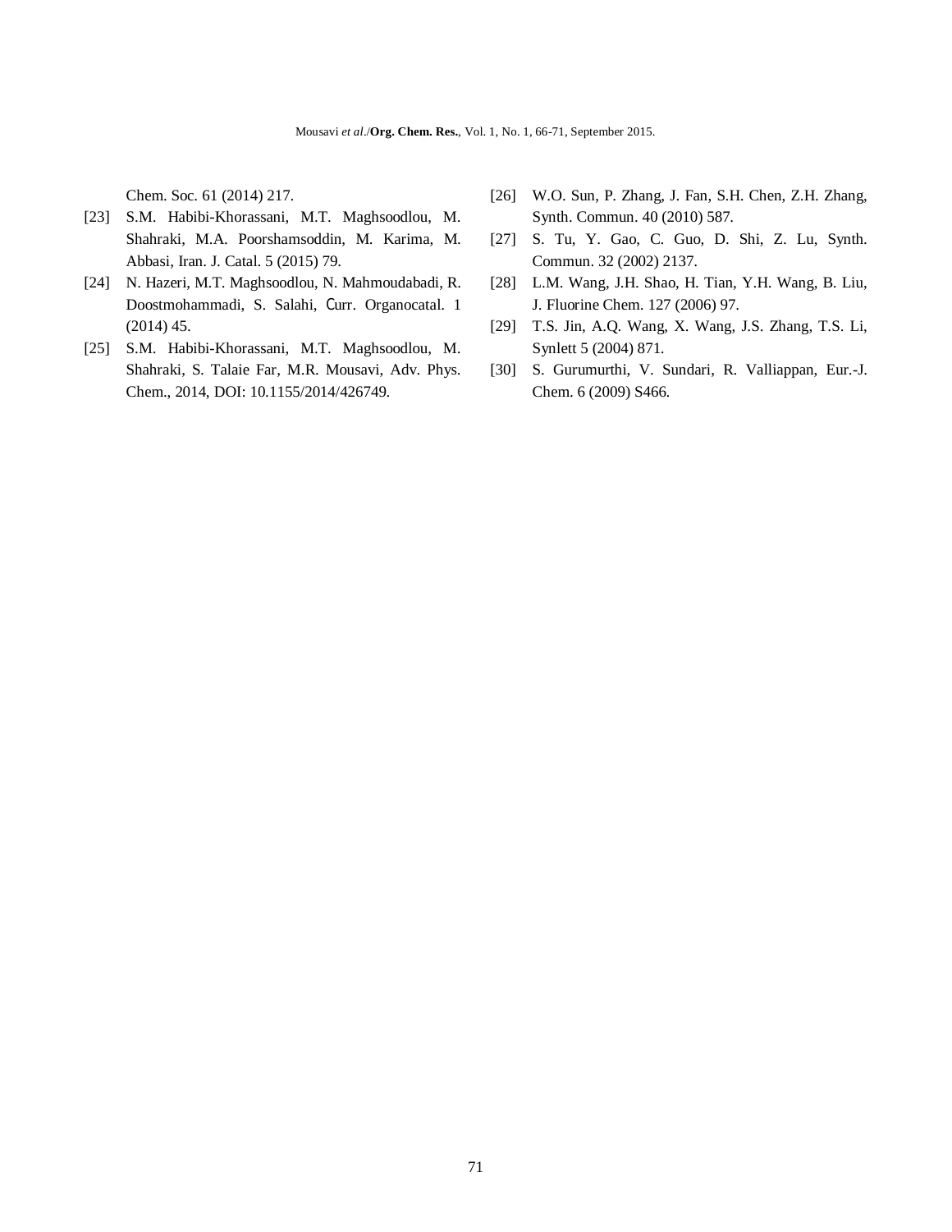Chem. Soc. 61 (2014) 217.

[23] S.M. Habibi-Khorassani, M.T. Maghsoodlou, M. Shahraki, M.A. Poorshamsoddin, M. Karima, M. Abbasi, Iran. J. Catal. 5 (2015) 79.

[24] N. Hazeri, M.T. Maghsoodlou, N. Mahmoudabadi, R. Doostmohammadi, S. Salahi, Curr. Organocatal. 1 (2014) 45.

[25] S.M. Habibi-Khorassani, M.T. Maghsoodlou, M. Shahraki, S. Talaie Far, M.R. Mousavi, Adv. Phys. Chem., 2014, DOI: 10.1155/2014/426749.

[26] W.O. Sun, P. Zhang, J. Fan, S.H. Chen, Z.H. Zhang, Synth. Commun. 40 (2010) 587.

[27] S. Tu, Y. Gao, C. Guo, D. Shi, Z. Lu, Synth. Commun. 32 (2002) 2137.

[28] L.M. Wang, J.H. Shao, H. Tian, Y.H. Wang, B. Liu, J. Fluorine Chem. 127 (2006) 97.

[29] T.S. Jin, A.Q. Wang, X. Wang, J.S. Zhang, T.S. Li, Synlett 5 (2004) 871.

[30] S. Gurumurthi, V. Sundari, R. Valliappan, Eur.-J. Chem. 6 (2009) S466.